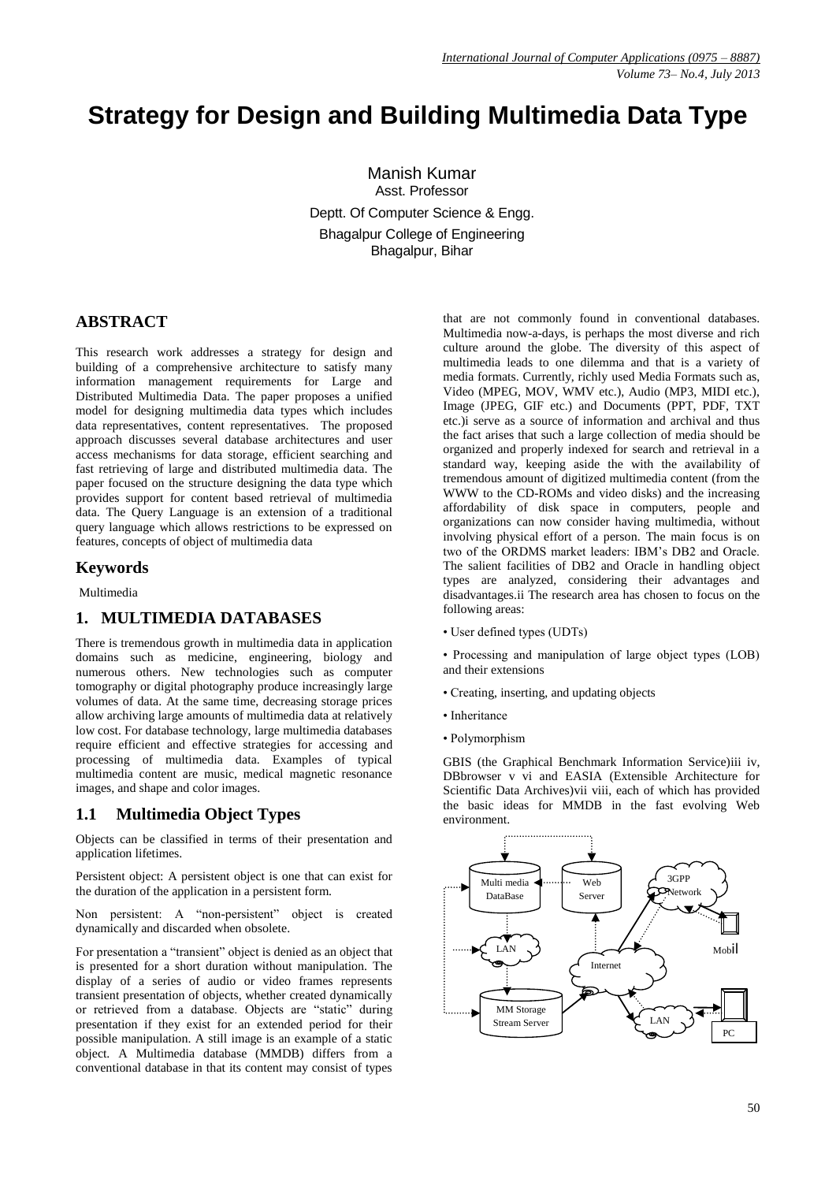# Strategy for Design and Building Multimedia Data Type

Manish Kumar
Asst. Professor
Deptt. Of Computer Science & Engg.
Bhagalpur College of Engineering
Bhagalpur, Bihar

## ABSTRACT

This research work addresses a strategy for design and building of a comprehensive architecture to satisfy many information management requirements for Large and Distributed Multimedia Data. The paper proposes a unified model for designing multimedia data types which includes data representatives, content representatives. The proposed approach discusses several database architectures and user access mechanisms for data storage, efficient searching and fast retrieving of large and distributed multimedia data. The paper focused on the structure designing the data type which provides support for content based retrieval of multimedia data. The Query Language is an extension of a traditional query language which allows restrictions to be expressed on features, concepts of object of multimedia data

## Keywords

Multimedia

## 1. MULTIMEDIA DATABASES

There is tremendous growth in multimedia data in application domains such as medicine, engineering, biology and numerous others. New technologies such as computer tomography or digital photography produce increasingly large volumes of data. At the same time, decreasing storage prices allow archiving large amounts of multimedia data at relatively low cost. For database technology, large multimedia databases require efficient and effective strategies for accessing and processing of multimedia data. Examples of typical multimedia content are music, medical magnetic resonance images, and shape and color images.

### 1.1 Multimedia Object Types

Objects can be classified in terms of their presentation and application lifetimes.

Persistent object: A persistent object is one that can exist for the duration of the application in a persistent form.

Non persistent: A "non-persistent" object is created dynamically and discarded when obsolete.

For presentation a "transient" object is denied as an object that is presented for a short duration without manipulation. The display of a series of audio or video frames represents transient presentation of objects, whether created dynamically or retrieved from a database. Objects are "static" during presentation if they exist for an extended period for their possible manipulation. A still image is an example of a static object. A Multimedia database (MMDB) differs from a conventional database in that its content may consist of types that are not commonly found in conventional databases. Multimedia now-a-days, is perhaps the most diverse and rich culture around the globe. The diversity of this aspect of multimedia leads to one dilemma and that is a variety of media formats. Currently, richly used Media Formats such as, Video (MPEG, MOV, WMV etc.), Audio (MP3, MIDI etc.), Image (JPEG, GIF etc.) and Documents (PPT, PDF, TXT etc.)i serve as a source of information and archival and thus the fact arises that such a large collection of media should be organized and properly indexed for search and retrieval in a standard way, keeping aside the with the availability of tremendous amount of digitized multimedia content (from the WWW to the CD-ROMs and video disks) and the increasing affordability of disk space in computers, people and organizations can now consider having multimedia, without involving physical effort of a person. The main focus is on two of the ORDMS market leaders: IBM's DB2 and Oracle. The salient facilities of DB2 and Oracle in handling object types are analyzed, considering their advantages and disadvantages.ii The research area has chosen to focus on the following areas:

- User defined types (UDTs)
- Processing and manipulation of large object types (LOB) and their extensions
- Creating, inserting, and updating objects
- Inheritance
- Polymorphism

GBIS (the Graphical Benchmark Information Service)iii iv, DBbrowser v vi and EASIA (Extensible Architecture for Scientific Data Archives)vii viii, each of which has provided the basic ideas for MMDB in the fast evolving Web environment.

Multi media DataBase | Web Server | 3GPP Network | Mobil | LAN | Internet | MM Storage Stream Server | LAN | PC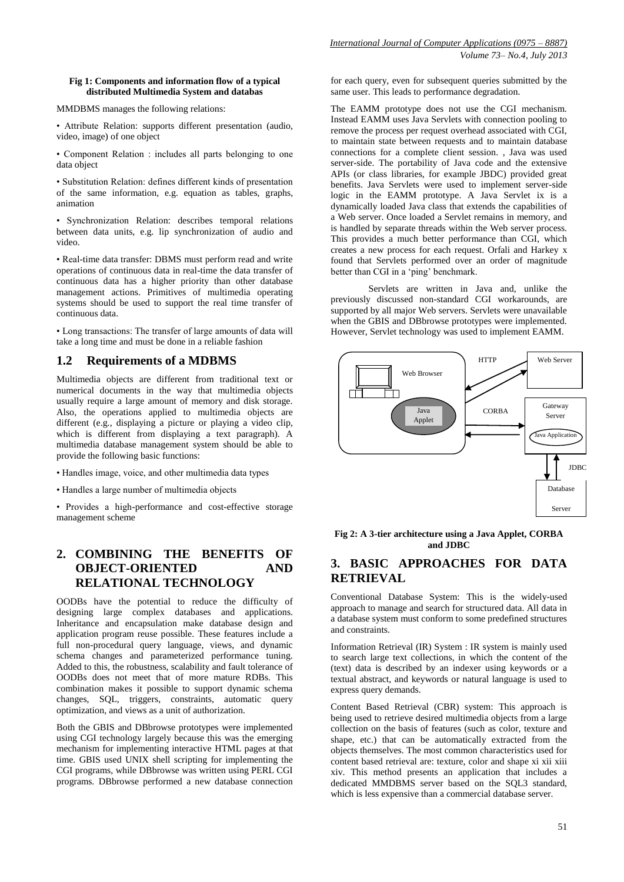**Fig 1: Components and information flow of a typical distributed Multimedia System and databas**

MMDBMS manages the following relations:

• Attribute Relation: supports different presentation (audio, video, image) of one object

• Component Relation : includes all parts belonging to one data object

• Substitution Relation: defines different kinds of presentation of the same information, e.g. equation as tables, graphs, animation

• Synchronization Relation: describes temporal relations between data units, e.g. lip synchronization of audio and video.

• Real-time data transfer: DBMS must perform read and write operations of continuous data in real-time the data transfer of continuous data has a higher priority than other database management actions. Primitives of multimedia operating systems should be used to support the real time transfer of continuous data.

• Long transactions: The transfer of large amounts of data will take a long time and must be done in a reliable fashion

## 1.2 Requirements of a MDBMS

Multimedia objects are different from traditional text or numerical documents in the way that multimedia objects usually require a large amount of memory and disk storage. Also, the operations applied to multimedia objects are different (e.g., displaying a picture or playing a video clip, which is different from displaying a text paragraph). A multimedia database management system should be able to provide the following basic functions:

• Handles image, voice, and other multimedia data types

• Handles a large number of multimedia objects

• Provides a high-performance and cost-effective storage management scheme

# 2. COMBINING THE BENEFITS OF OBJECT-ORIENTED AND RELATIONAL TECHNOLOGY

OODBs have the potential to reduce the difficulty of designing large complex databases and applications. Inheritance and encapsulation make database design and application program reuse possible. These features include a full non-procedural query language, views, and dynamic schema changes and parameterized performance tuning. Added to this, the robustness, scalability and fault tolerance of OODBs does not meet that of more mature RDBs. This combination makes it possible to support dynamic schema changes, SQL, triggers, constraints, automatic query optimization, and views as a unit of authorization.

Both the GBIS and DBbrowse prototypes were implemented using CGI technology largely because this was the emerging mechanism for implementing interactive HTML pages at that time. GBIS used UNIX shell scripting for implementing the CGI programs, while DBbrowse was written using PERL CGI programs. DBbrowse performed a new database connection for each query, even for subsequent queries submitted by the same user. This leads to performance degradation.

The EAMM prototype does not use the CGI mechanism. Instead EAMM uses Java Servlets with connection pooling to remove the process per request overhead associated with CGI, to maintain state between requests and to maintain database connections for a complete client session. , Java was used server-side. The portability of Java code and the extensive APIs (or class libraries, for example JBDC) provided great benefits. Java Servlets were used to implement server-side logic in the EAMM prototype. A Java Servlet ix is a dynamically loaded Java class that extends the capabilities of a Web server. Once loaded a Servlet remains in memory, and is handled by separate threads within the Web server process. This provides a much better performance than CGI, which creates a new process for each request. Orfali and Harkey x found that Servlets performed over an order of magnitude better than CGI in a 'ping' benchmark.

Servlets are written in Java and, unlike the previously discussed non-standard CGI workarounds, are supported by all major Web servers. Servlets were unavailable when the GBIS and DBbrowse prototypes were implemented. However, Servlet technology was used to implement EAMM.

**Fig 2: A 3-tier architecture using a Java Applet, CORBA and JDBC**

# 3. BASIC APPROACHES FOR DATA RETRIEVAL

Conventional Database System: This is the widely-used approach to manage and search for structured data. All data in a database system must conform to some predefined structures and constraints.

Information Retrieval (IR) System : IR system is mainly used to search large text collections, in which the content of the (text) data is described by an indexer using keywords or a textual abstract, and keywords or natural language is used to express query demands.

Content Based Retrieval (CBR) system: This approach is being used to retrieve desired multimedia objects from a large collection on the basis of features (such as color, texture and shape, etc.) that can be automatically extracted from the objects themselves. The most common characteristics used for content based retrieval are: texture, color and shape xi xii xiii xiv. This method presents an application that includes a dedicated MMDBMS server based on the SQL3 standard, which is less expensive than a commercial database server.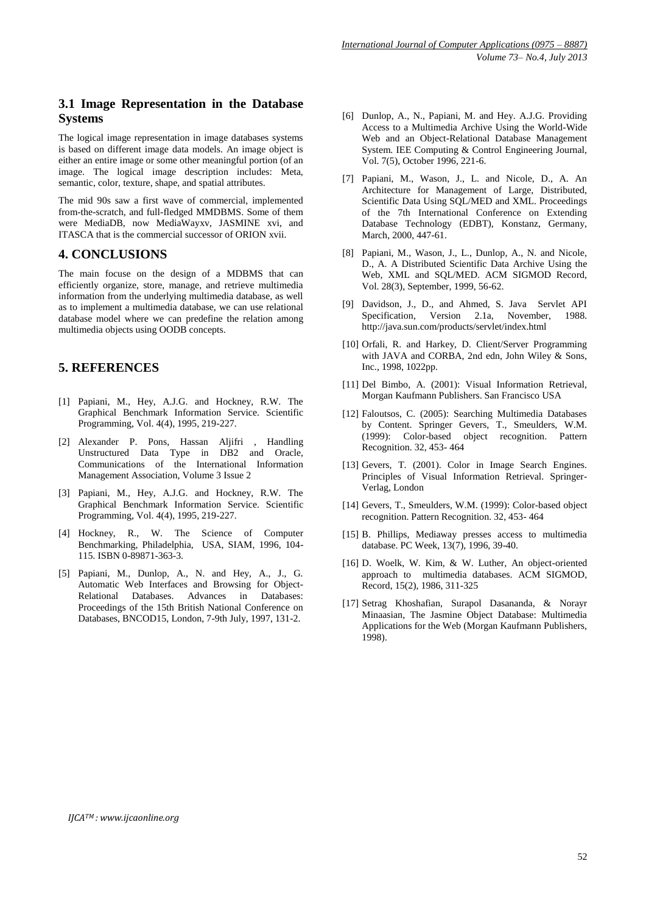## 3.1 Image Representation in the Database Systems

The logical image representation in image databases systems is based on different image data models. An image object is either an entire image or some other meaningful portion (of an image. The logical image description includes: Meta, semantic, color, texture, shape, and spatial attributes.

The mid 90s saw a first wave of commercial, implemented from-the-scratch, and full-fledged MMDBMS. Some of them were MediaDB, now MediaWayxv, JASMINE xvi, and ITASCA that is the commercial successor of ORION xvii.

# 4. CONCLUSIONS

The main focuse on the design of a MDBMS that can efficiently organize, store, manage, and retrieve multimedia information from the underlying multimedia database, as well as to implement a multimedia database, we can use relational database model where we can predefine the relation among multimedia objects using OODB concepts.

# 5. REFERENCES

[1] Papiani, M., Hey, A.J.G. and Hockney, R.W. The Graphical Benchmark Information Service. Scientific Programming, Vol. 4(4), 1995, 219-227.

[2] Alexander P. Pons, Hassan Aljifri , Handling Unstructured Data Type in DB2 and Oracle, Communications of the International Information Management Association, Volume 3 Issue 2

[3] Papiani, M., Hey, A.J.G. and Hockney, R.W. The Graphical Benchmark Information Service. Scientific Programming, Vol. 4(4), 1995, 219-227.

[4] Hockney, R., W. The Science of Computer Benchmarking, Philadelphia, USA, SIAM, 1996, 104-115. ISBN 0-89871-363-3.

[5] Papiani, M., Dunlop, A., N. and Hey, A., J., G. Automatic Web Interfaces and Browsing for Object-Relational Databases. Advances in Databases: Proceedings of the 15th British National Conference on Databases, BNCOD15, London, 7-9th July, 1997, 131-2.

[6] Dunlop, A., N., Papiani, M. and Hey. A.J.G. Providing Access to a Multimedia Archive Using the World-Wide Web and an Object-Relational Database Management System. IEE Computing & Control Engineering Journal, Vol. 7(5), October 1996, 221-6.

[7] Papiani, M., Wason, J., L. and Nicole, D., A. An Architecture for Management of Large, Distributed, Scientific Data Using SQL/MED and XML. Proceedings of the 7th International Conference on Extending Database Technology (EDBT), Konstanz, Germany, March, 2000, 447-61.

[8] Papiani, M., Wason, J., L., Dunlop, A., N. and Nicole, D., A. A Distributed Scientific Data Archive Using the Web, XML and SQL/MED. ACM SIGMOD Record, Vol. 28(3), September, 1999, 56-62.

[9] Davidson, J., D., and Ahmed, S. Java Servlet API Specification, Version 2.1a, November, 1988. http://java.sun.com/products/servlet/index.html

[10] Orfali, R. and Harkey, D. Client/Server Programming with JAVA and CORBA, 2nd edn, John Wiley & Sons, Inc., 1998, 1022pp.

[11] Del Bimbo, A. (2001): Visual Information Retrieval, Morgan Kaufmann Publishers. San Francisco USA

[12] Faloutsos, C. (2005): Searching Multimedia Databases by Content. Springer Gevers, T., Smeulders, W.M. (1999): Color-based object recognition. Pattern Recognition. 32, 453- 464

[13] Gevers, T. (2001). Color in Image Search Engines. Principles of Visual Information Retrieval. Springer-Verlag, London

[14] Gevers, T., Smeulders, W.M. (1999): Color-based object recognition. Pattern Recognition. 32, 453- 464

[15] B. Phillips, Mediaway presses access to multimedia database. PC Week, 13(7), 1996, 39-40.

[16] D. Woelk, W. Kim, & W. Luther, An object-oriented approach to multimedia databases. ACM SIGMOD, Record, 15(2), 1986, 311-325

[17] Setrag Khoshafian, Surapol Dasananda, & Norayr Minaasian, The Jasmine Object Database: Multimedia Applications for the Web (Morgan Kaufmann Publishers, 1998).